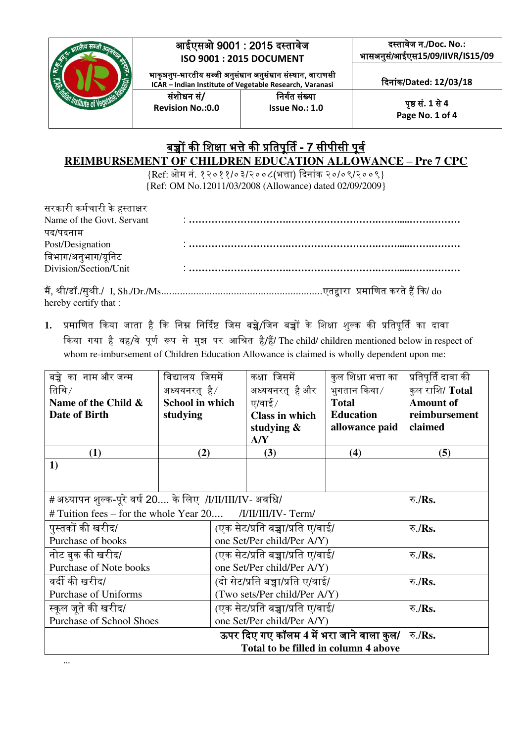| | आईएसओ 9001 : 2015 दस्तावेज<br>ISO 9001 : 2015 DOCUMENT | | दस्तावेज न./Doc. No.:<br>भासअनुसं/आईएस15/09/IIVR/IS15/09 |
|---|---|---|---|
| | भाकृअनुप-भारतीय सब्जी अनुसंधान अनुसंधान संस्थान, वाराणसी<br>ICAR – Indian Institute of Vegetable Research, Varanasi | | दिनांक/Dated: 12/03/18 |
| | संशोधन सं/<br>Revision No.:0.0 | निर्गत संख्या<br>Issue No.: 1.0 | पृष्ठ सं. 1 से 4<br>Page No. 1 of 4 |

# बच्चों की शिक्षा भत्ते की प्रतिपूर्ति - 7 सीपीसी पूर्व
# REIMBURSEMENT OF CHILDREN EDUCATION ALLOWANCE – Pre 7 CPC

{Ref: ओम नं. १२०११/०३/२००८(भत्ता) दिनांक २०/०९/२००९}
{Ref: OM No.12011/03/2008 (Allowance) dated 02/09/2009}

सरकारी कर्मचारी के हस्ताक्षर
Name of the Govt. Servant : ……………………………………………………………………………

पद/पदनाम
Post/Designation : ……………………………………………………………………………

विभाग/अनुभाग/यूनिट
Division/Section/Unit : ……………………………………………………………………………

मैं, श्री/डॉ./सुश्री./ I, Sh./Dr./Ms.............................................................एतद्द्वारा प्रमाणित करते हैं कि/ do hereby certify that :

1. प्रमाणित किया जाता है कि निम्न निर्दिष्ट जिस बच्चे/जिन बच्चों के शिक्षा शुल्क की प्रतिपूर्ति का दावा किया गया है वह/वे पूर्ण रूप से मुझ पर आश्रित है/हैं/ The child/ children mentioned below in respect of whom re-imbursement of Children Education Allowance is claimed is wholly dependent upon me:

| बच्चे का नाम और जन्म तिथि/ **Name of the Child & Date of Birth** | विद्यालय जिसमें अध्ययनरत् है/ **School in which studying** | कक्षा जिसमें अध्ययनरत् है और ए/वाई/ **Class in which studying & A/Y** | कुल शिक्षा भत्ता का भुगतान किया/ **Total Education allowance paid** | प्रतिपूर्ति दावा की कुल राशि/ **Total Amount of reimbursement claimed** |
|---|---|---|---|---|
| **(1)** | **(2)** | **(3)** | **(4)** | **(5)** |
| **1)** | | | | |
| # अध्यापन शुल्क-पूरे वर्ष 20.... के लिए /I/II/III/IV- अवधि/<br># Tuition fees – for the whole Year 20.... /I/II/III/IV- Term/ | | | | रु./**Rs.** |
| पुस्तकों की खरीद/<br>Purchase of books | (एक सेट/प्रति बच्चा/प्रति ए/वाई/<br>one Set/Per child/Per A/Y) | | | रु./**Rs.** |
| नोट बुक की खरीद/<br>Purchase of Note books | (एक सेट/प्रति बच्चा/प्रति ए/वाई/<br>one Set/Per child/Per A/Y) | | | रु./**Rs.** |
| वर्दी की खरीद/<br>Purchase of Uniforms | (दो सेट/प्रति बच्चा/प्रति ए/वाई/<br>(Two sets/Per child/Per A/Y) | | | रु./**Rs.** |
| स्कूल जूते की खरीद/<br>Purchase of School Shoes | (एक सेट/प्रति बच्चा/प्रति ए/वाई/<br>one Set/Per child/Per A/Y) | | | रु./**Rs.** |
| **ऊपर दिए गए कॉलम 4 में भरा जाने वाला कुल/<br>Total to be filled in column 4 above** | | | | रु./**Rs.** |

...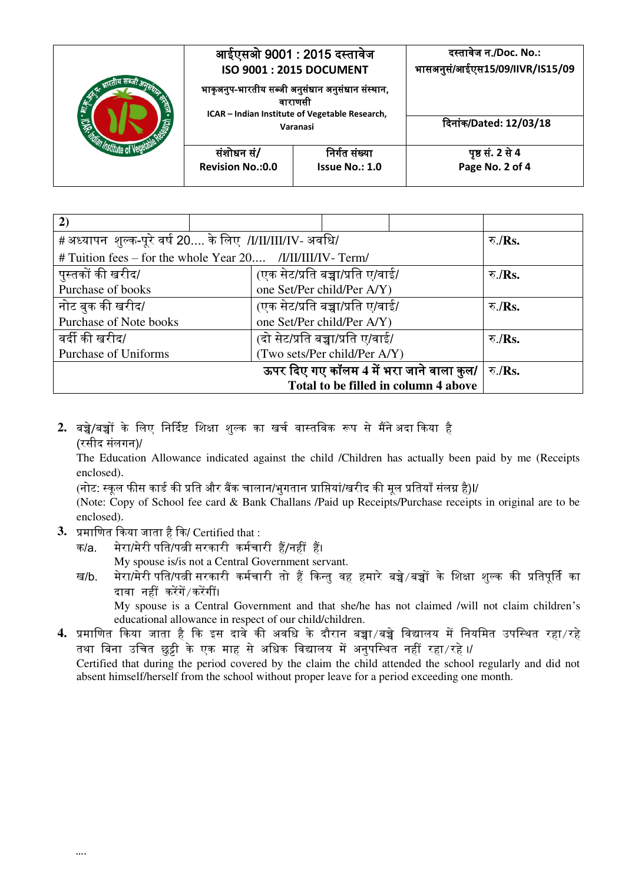| 2) | | | | |
|---|---|---|---|---|
| # अध्यापन शुल्क-पूरे वर्ष 20.... के लिए /I/II/III/IV- अवधि/<br># Tuition fees – for the whole Year 20.... /I/II/III/IV- Term/ | | | | रु./Rs. |
| पुस्तकों की खरीद/<br>Purchase of books | (एक सेट/प्रति बच्चा/प्रति ए/वाई/<br>one Set/Per child/Per A/Y) | | | रु./Rs. |
| नोट बुक की खरीद/<br>Purchase of Note books | (एक सेट/प्रति बच्चा/प्रति ए/वाई/<br>one Set/Per child/Per A/Y) | | | रु./Rs. |
| वर्दी की खरीद/<br>Purchase of Uniforms | (दो सेट/प्रति बच्चा/प्रति ए/वाई/<br>(Two sets/Per child/Per A/Y) | | | रु./Rs. |
| ऊपर दिए गए कॉलम 4 में भरा जाने वाला कुल/<br>**Total to be filled in column 4 above** | | | | रु./Rs. |

2. बच्चे/बच्चों के लिए निर्दिष्ट शिक्षा शुल्क का खर्च वास्तविक रूप से मैंने अदा किया है (रसीद संलगन)/
   The Education Allowance indicated against the child /Children has actually been paid by me (Receipts enclosed).
   (नोट: स्कूल फीस कार्ड की प्रति और बैंक चालान/भुगतान प्राप्तियां/खरीद की मूल प्रतियाँ संलग्न है)I/
   (Note: Copy of School fee card & Bank Challans /Paid up Receipts/Purchase receipts in original are to be enclosed).
3. प्रमाणित किया जाता है कि/ Certified that :
   - क/a. मेरा/मेरी पति/पत्नी सरकारी कर्मचारी हैं/नहीं हैं।
     My spouse is/is not a Central Government servant.
   - ख/b. मेरा/मेरी पति/पत्नी सरकारी कर्मचारी तो हैं किन्तु वह हमारे बच्चे/बच्चों के शिक्षा शुल्क की प्रतिपूर्ति का दावा नहीं करेंगें/करेंगीं।
     My spouse is a Central Government and that she/he has not claimed /will not claim children's educational allowance in respect of our child/children.
4. प्रमाणित किया जाता है कि इस दावे की अवधि के दौरान बच्चा/बच्चे विद्यालय में नियमित उपस्थित रहा/रहे तथा बिना उचित छुट्टी के एक माह से अधिक विद्यालय में अनुपस्थित नहीं रहा/रहे ।/
   Certified that during the period covered by the claim the child attended the school regularly and did not absent himself/herself from the school without proper leave for a period exceeding one month.

....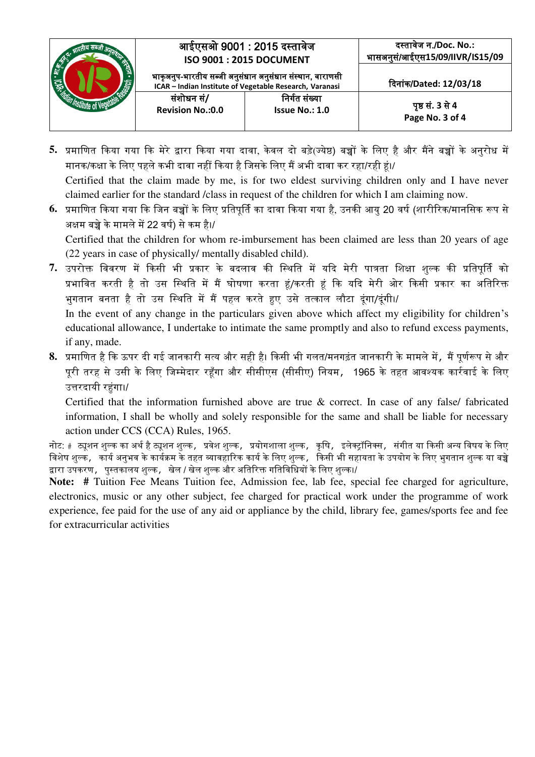5. प्रमाणित किया गया कि मेरे द्वारा किया गया दावा, केवल दो बड़े(ज्येष्ठ) बच्चों के लिए है और मैंने बच्चों के अनुरोध में मानक/कक्षा के लिए पहले कभी दावा नहीं किया है जिसके लिए मैं अभी दावा कर रहा/रही हूं।/
   Certified that the claim made by me, is for two eldest surviving children only and I have never claimed earlier for the standard /class in request of the children for which I am claiming now.
6. प्रमाणित किया गया कि जिन बच्चों के लिए प्रतिपूर्ति का दावा किया गया है, उनकी आयु 20 वर्ष (शारीरिक/मानसिक रूप से अक्षम बच्चे के मामले में 22 वर्ष) से कम है।/
   Certified that the children for whom re-imbursement has been claimed are less than 20 years of age (22 years in case of physically/ mentally disabled child).
7. उपरोक्त विवरण में किसी भी प्रकार के बदलाव की स्थिति में यदि मेरी पात्रता शिक्षा शुल्क की प्रतिपूर्ति को प्रभावित करती है तो उस स्थिति में मैं घोषणा करता हूं/करती हूं कि यदि मेरी ओर किसी प्रकार का अतिरिक्त भुगतान बनता है तो उस स्थिति में मैं पहल करते हुए उसे तत्काल लौटा दूंगा/दूंगी।/
   In the event of any change in the particulars given above which affect my eligibility for children's educational allowance, I undertake to intimate the same promptly and also to refund excess payments, if any, made.
8. प्रमाणित है कि ऊपर दी गई जानकारी सत्य और सही है। किसी भी गलत/मनगढ़ंत जानकारी के मामले में, मैं पूर्णरूप से और पूरी तरह से उसी के लिए जिम्मेदार रहूँगा और सीसीएस (सीसीए) नियम, 1965 के तहत आवश्यक कार्रवाई के लिए उत्तरदायी रहूंगा।/
   Certified that the information furnished above are true & correct. In case of any false/ fabricated information, I shall be wholly and solely responsible for the same and shall be liable for necessary action under CCS (CCA) Rules, 1965.

नोट: # ट्यूशन शुल्क का अर्थ है ट्यूशन शुल्क, प्रवेश शुल्क, प्रयोगशाला शुल्क, कृषि, इलेक्ट्रॉनिक्स, संगीत या किसी अन्य विषय के लिए विशेष शुल्क, कार्य अनुभव के कार्यक्रम के तहत व्यावहारिक कार्य के लिए शुल्क, किसी भी सहायता के उपयोग के लिए भुगतान शुल्क या बच्चे द्वारा उपकरण, पुस्तकालय शुल्क, खेल / खेल शुल्क और अतिरिक्त गतिविधियों के लिए शुल्क।/

**Note:** # Tuition Fee Means Tuition fee, Admission fee, lab fee, special fee charged for agriculture, electronics, music or any other subject, fee charged for practical work under the programme of work experience, fee paid for the use of any aid or appliance by the child, library fee, games/sports fee and fee for extracurricular activities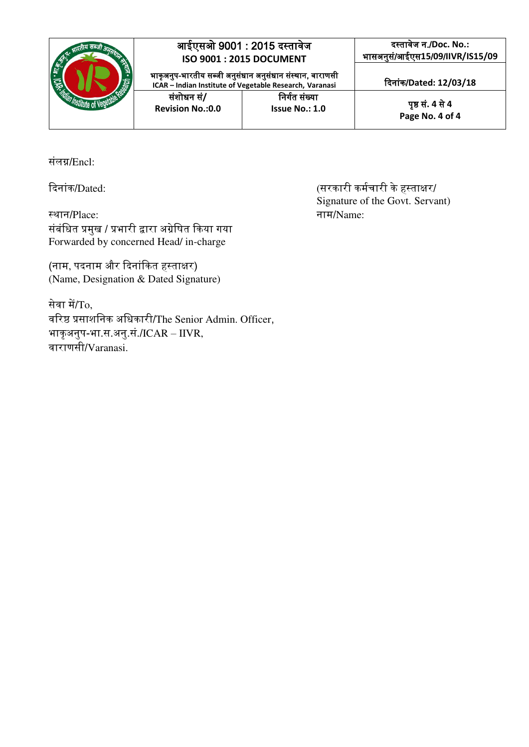संलग्न/Encl:

दिनांक/Dated:

(सरकारी कर्मचारी के हस्ताक्षर/
Signature of the Govt. Servant)
नाम/Name:

स्थान/Place:
संबंधित प्रमुख / प्रभारी द्वारा अग्रेषित किया गया
Forwarded by concerned Head/ in-charge

(नाम, पदनाम और दिनांकित हस्ताक्षर)
(Name, Designation & Dated Signature)

सेवा में/To,
वरिष्ठ प्रसाशनिक अधिकारी/The Senior Admin. Officer,
भाकृअनुप-भा.स.अनु.सं./ICAR – IIVR,
वाराणसी/Varanasi.